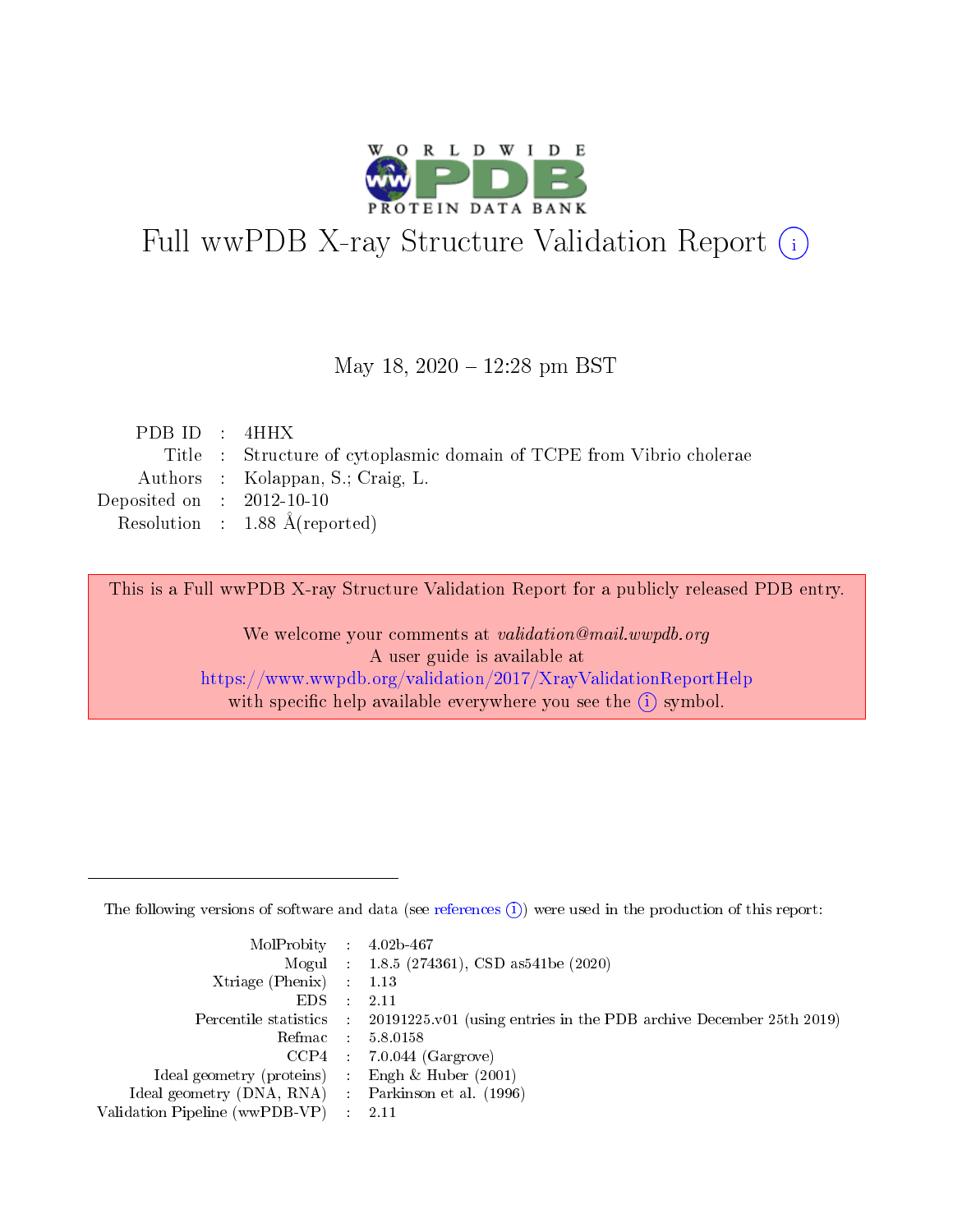# Full wwPDB X-ray Structure Validation Report (i)

May 18, 2020 – 12:28 pm BST

| | | |
|---|---|---|
| PDB ID | : | 4HHX |
| Title | : | Structure of cytoplasmic domain of TCPE from Vibrio cholerae |
| Authors | : | Kolappan, S.; Craig, L. |
| Deposited on | : | 2012-10-10 |
| Resolution | : | 1.88 Å(reported) |

This is a Full wwPDB X-ray Structure Validation Report for a publicly released PDB entry.

We welcome your comments at *validation@mail.wwpdb.org*
A user guide is available at
https://www.wwpdb.org/validation/2017/XrayValidationReportHelp
with specific help available everywhere you see the (i) symbol.

---

The following versions of software and data (see references (i)) were used in the production of this report:

| | | |
|---|---|---|
| MolProbity | : | 4.02b-467 |
| Mogul | : | 1.8.5 (274361), CSD as541be (2020) |
| Xtriage (Phenix) | : | 1.13 |
| EDS | : | 2.11 |
| Percentile statistics | : | 20191225.v01 (using entries in the PDB archive December 25th 2019) |
| Refmac | : | 5.8.0158 |
| CCP4 | : | 7.0.044 (Gargrove) |
| Ideal geometry (proteins) | : | Engh & Huber (2001) |
| Ideal geometry (DNA, RNA) | : | Parkinson et al. (1996) |
| Validation Pipeline (wwPDB-VP) | : | 2.11 |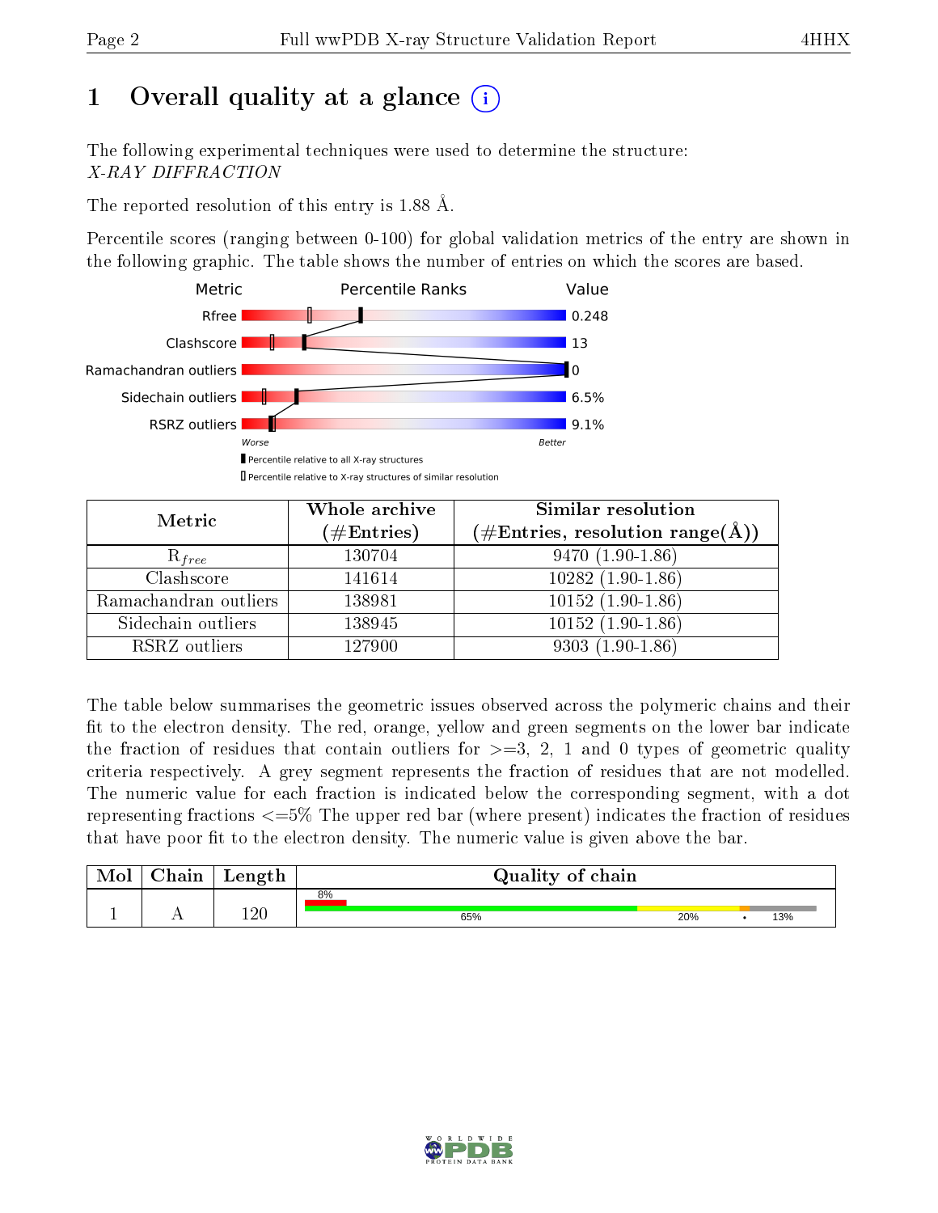# 1 Overall quality at a glance (i)

The following experimental techniques were used to determine the structure:
*X-RAY DIFFRACTION*

The reported resolution of this entry is 1.88 Å.

Percentile scores (ranging between 0-100) for global validation metrics of the entry are shown in the following graphic. The table shows the number of entries on which the scores are based.

| Metric | Value |
|---|---|
| Rfree | 0.248 |
| Clashscore | 13 |
| Ramachandran outliers | 0 |
| Sidechain outliers | 6.5% |
| RSRZ outliers | 9.1% |

| Metric | Whole archive (#Entries) | Similar resolution (#Entries, resolution range(Å)) |
|---|---|---|
| $R_{free}$ | 130704 | 9470 (1.90-1.86) |
| Clashscore | 141614 | 10282 (1.90-1.86) |
| Ramachandran outliers | 138981 | 10152 (1.90-1.86) |
| Sidechain outliers | 138945 | 10152 (1.90-1.86) |
| RSRZ outliers | 127900 | 9303 (1.90-1.86) |

The table below summarises the geometric issues observed across the polymeric chains and their fit to the electron density. The red, orange, yellow and green segments on the lower bar indicate the fraction of residues that contain outliers for >=3, 2, 1 and 0 types of geometric quality criteria respectively. A grey segment represents the fraction of residues that are not modelled. The numeric value for each fraction is indicated below the corresponding segment, with a dot representing fractions <=5% The upper red bar (where present) indicates the fraction of residues that have poor fit to the electron density. The numeric value is given above the bar.

| Mol | Chain | Length | Quality of chain |
|---|---|---|---|
| 1 | A | 120 | 8% (poor fit); 65%, 20%, •, 13% |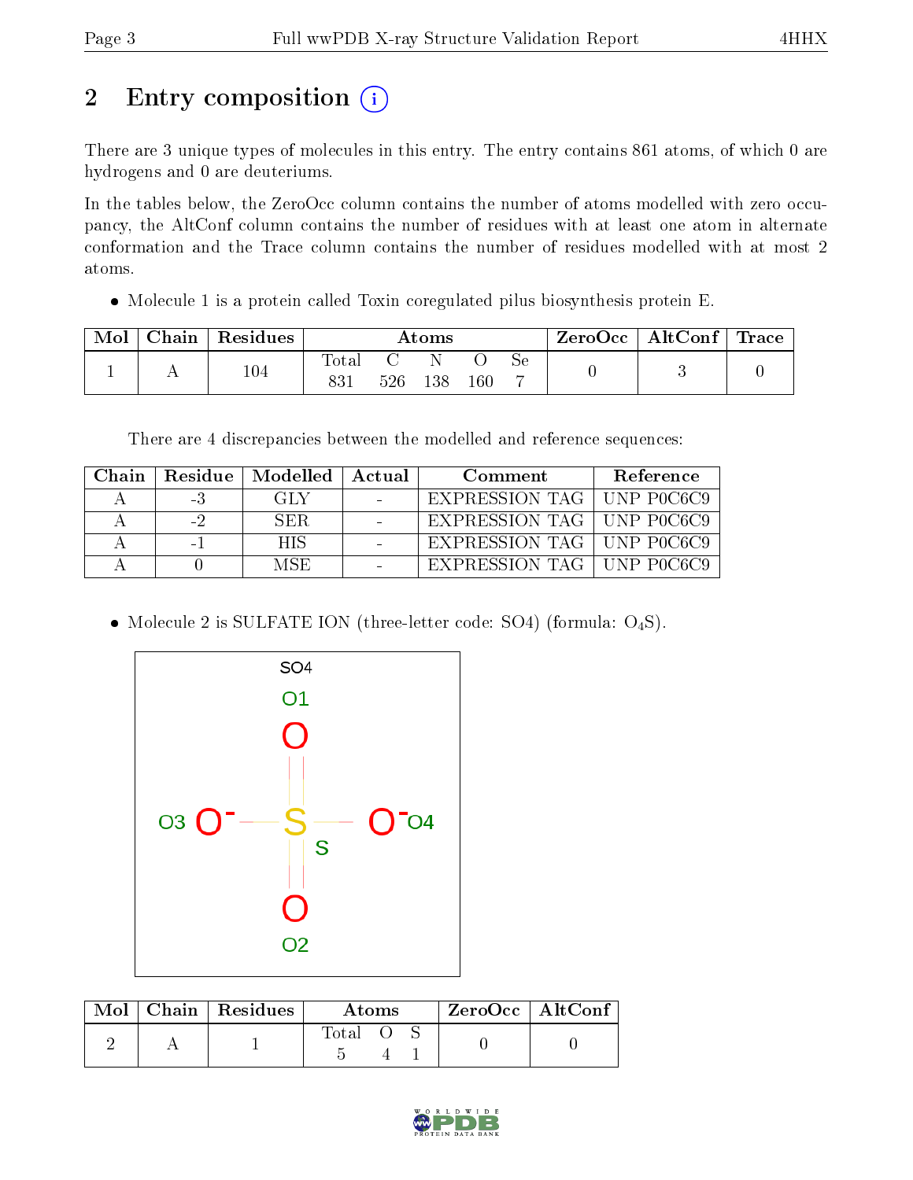# 2 Entry composition

There are 3 unique types of molecules in this entry. The entry contains 861 atoms, of which 0 are hydrogens and 0 are deuteriums.

In the tables below, the ZeroOcc column contains the number of atoms modelled with zero occupancy, the AltConf column contains the number of residues with at least one atom in alternate conformation and the Trace column contains the number of residues modelled with at most 2 atoms.

- Molecule 1 is a protein called Toxin coregulated pilus biosynthesis protein E.

| Mol | Chain | Residues | Atoms | | | | | ZeroOcc | AltConf | Trace |
|---|---|---|---|---|---|---|---|---|---|---|
| | | | Total | C | N | O | Se | | | |
| 1 | A | 104 | 831 | 526 | 138 | 160 | 7 | 0 | 3 | 0 |

There are 4 discrepancies between the modelled and reference sequences:

| Chain | Residue | Modelled | Actual | Comment | Reference |
|---|---|---|---|---|---|
| A | -3 | GLY | - | EXPRESSION TAG | UNP P0C6C9 |
| A | -2 | SER | - | EXPRESSION TAG | UNP P0C6C9 |
| A | -1 | HIS | - | EXPRESSION TAG | UNP P0C6C9 |
| A | 0 | MSE | - | EXPRESSION TAG | UNP P0C6C9 |

- Molecule 2 is SULFATE ION (three-letter code: SO4) (formula: $O_4S$).

| Mol | Chain | Residues | Atoms | | | ZeroOcc | AltConf |
|---|---|---|---|---|---|---|---|
| | | | Total | O | S | | |
| 2 | A | 1 | 5 | 4 | 1 | 0 | 0 |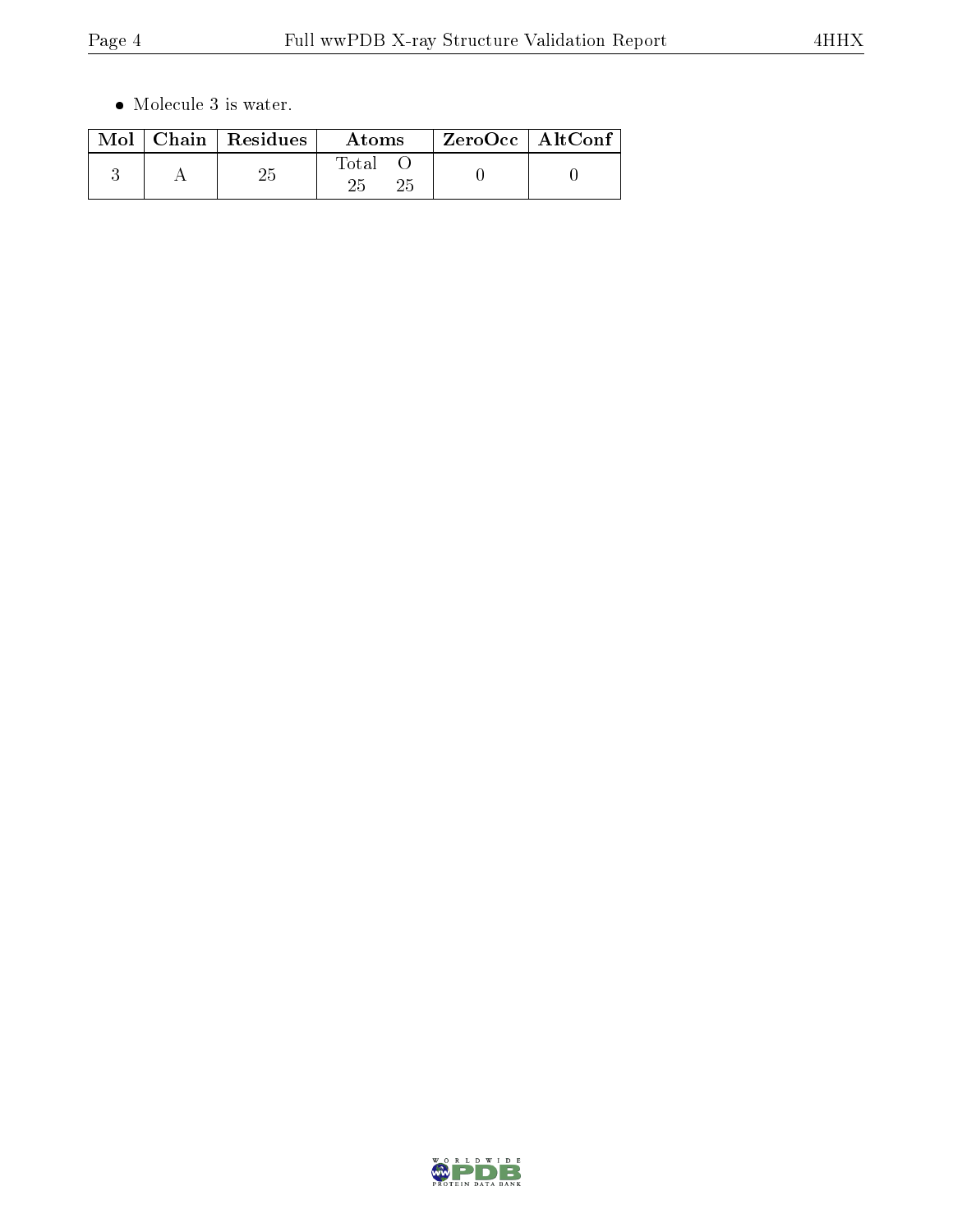- Molecule 3 is water.

| Mol | Chain | Residues | Atoms | | ZeroOcc | AltConf |
|---|---|---|---|---|---|---|
| | | | Total | O | | |
| 3 | A | 25 | 25 | 25 | 0 | 0 |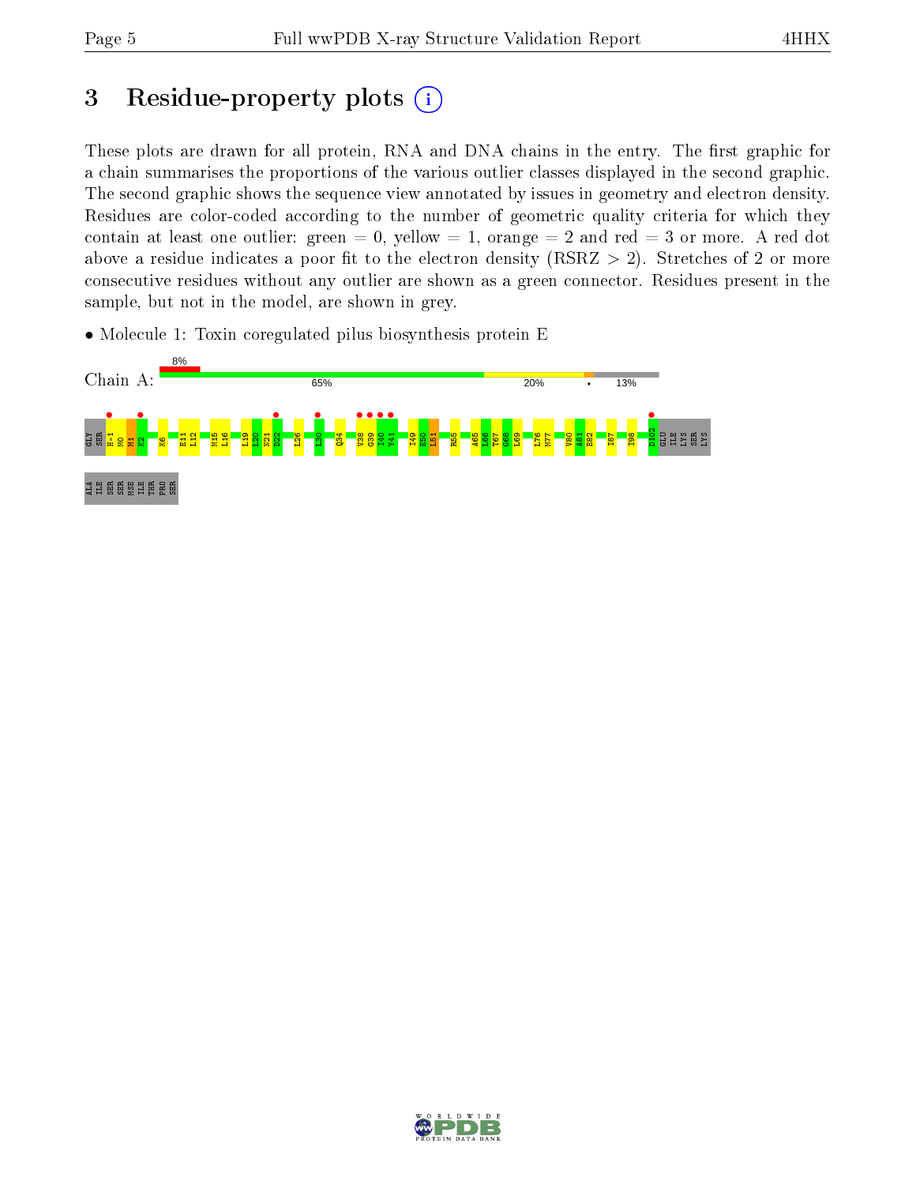# 3 Residue-property plots

These plots are drawn for all protein, RNA and DNA chains in the entry. The first graphic for a chain summarises the proportions of the various outlier classes displayed in the second graphic. The second graphic shows the sequence view annotated by issues in geometry and electron density. Residues are color-coded according to the number of geometric quality criteria for which they contain at least one outlier: green = 0, yellow = 1, orange = 2 and red = 3 or more. A red dot above a residue indicates a poor fit to the electron density (RSRZ > 2). Stretches of 2 or more consecutive residues without any outlier are shown as a green connector. Residues present in the sample, but not in the model, are shown in grey.

- Molecule 1: Toxin coregulated pilus biosynthesis protein E

Chain A: 8% | 65% | 20% | • | 13%

GLY SER H-1 M0 M1 K2 K6 E11 L12 M15 L16 L19 L20 N21 D22 L26 L30 Q34 V38 G39 I40 Y41 I49 E50 L51 R55 A65 L66 T67 G68 L69 L76 M77 V80 A81 E82 I87 I98 D102 GLU ILE LYS SER LYS ALA ILE SER SER MSE ILE THR PRO SER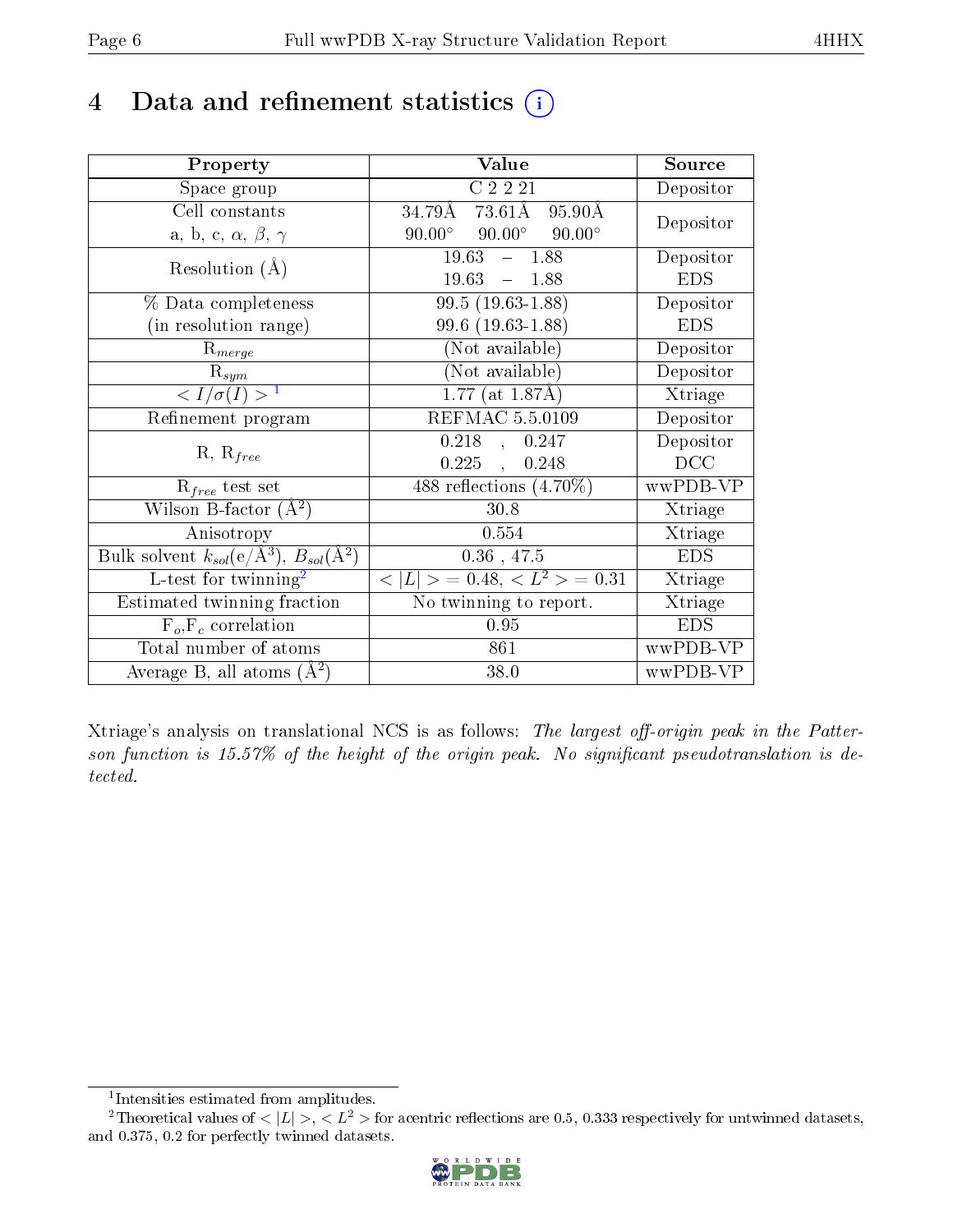# 4 Data and refinement statistics (i)

| Property | Value | Source |
|---|---|---|
| Space group | C 2 2 21 | Depositor |
| Cell constants<br>a, b, c, $\alpha$, $\beta$, $\gamma$ | 34.79Å 73.61Å 95.90Å<br>90.00° 90.00° 90.00° | Depositor |
| Resolution (Å) | 19.63 – 1.88<br>19.63 – 1.88 | Depositor<br>EDS |
| % Data completeness<br>(in resolution range) | 99.5 (19.63-1.88)<br>99.6 (19.63-1.88) | Depositor<br>EDS |
| $R_{merge}$ | (Not available) | Depositor |
| $R_{sym}$ | (Not available) | Depositor |
| $< I/\sigma(I) >$ [1] | 1.77 (at 1.87Å) | Xtriage |
| Refinement program | REFMAC 5.5.0109 | Depositor |
| R, $R_{free}$ | 0.218 , 0.247<br>0.225 , 0.248 | Depositor<br>DCC |
| $R_{free}$ test set | 488 reflections (4.70%) | wwPDB-VP |
| Wilson B-factor (Å$^2$) | 30.8 | Xtriage |
| Anisotropy | 0.554 | Xtriage |
| Bulk solvent $k_{sol}$(e/Å$^3$), $B_{sol}$(Å$^2$) | 0.36 , 47.5 | EDS |
| L-test for twinning[2] | $< \|L\| >$ = 0.48, $< L^2 >$ = 0.31 | Xtriage |
| Estimated twinning fraction | No twinning to report. | Xtriage |
| $F_o$,$F_c$ correlation | 0.95 | EDS |
| Total number of atoms | 861 | wwPDB-VP |
| Average B, all atoms (Å$^2$) | 38.0 | wwPDB-VP |

Xtriage's analysis on translational NCS is as follows: *The largest off-origin peak in the Patterson function is 15.57% of the height of the origin peak. No significant pseudotranslation is detected.*

[1] Intensities estimated from amplitudes.

[2] Theoretical values of $< |L| >$, $< L^2 >$ for acentric reflections are 0.5, 0.333 respectively for untwinned datasets, and 0.375, 0.2 for perfectly twinned datasets.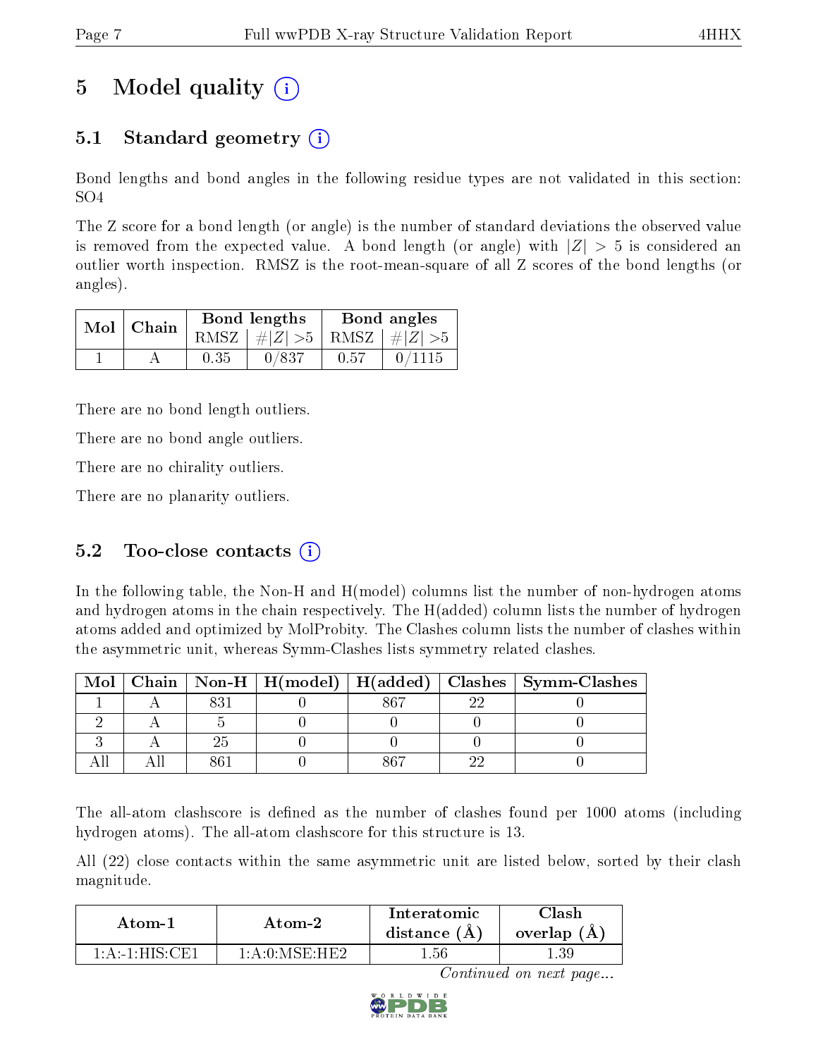# 5 Model quality

## 5.1 Standard geometry

Bond lengths and bond angles in the following residue types are not validated in this section: SO4

The Z score for a bond length (or angle) is the number of standard deviations the observed value is removed from the expected value. A bond length (or angle) with $|Z| > 5$ is considered an outlier worth inspection. RMSZ is the root-mean-square of all Z scores of the bond lengths (or angles).

| Mol | Chain | Bond lengths | | Bond angles | |
|---|---|---|---|---|---|
| | | RMSZ | #$\|Z\|$ >5 | RMSZ | #$\|Z\|$ >5 |
| 1 | A | 0.35 | 0/837 | 0.57 | 0/1115 |

There are no bond length outliers.

There are no bond angle outliers.

There are no chirality outliers.

There are no planarity outliers.

## 5.2 Too-close contacts

In the following table, the Non-H and H(model) columns list the number of non-hydrogen atoms and hydrogen atoms in the chain respectively. The H(added) column lists the number of hydrogen atoms added and optimized by MolProbity. The Clashes column lists the number of clashes within the asymmetric unit, whereas Symm-Clashes lists symmetry related clashes.

| Mol | Chain | Non-H | H(model) | H(added) | Clashes | Symm-Clashes |
|---|---|---|---|---|---|---|
| 1 | A | 831 | 0 | 867 | 22 | 0 |
| 2 | A | 5 | 0 | 0 | 0 | 0 |
| 3 | A | 25 | 0 | 0 | 0 | 0 |
| All | All | 861 | 0 | 867 | 22 | 0 |

The all-atom clashscore is defined as the number of clashes found per 1000 atoms (including hydrogen atoms). The all-atom clashscore for this structure is 13.

All (22) close contacts within the same asymmetric unit are listed below, sorted by their clash magnitude.

| Atom-1 | Atom-2 | Interatomic distance (Å) | Clash overlap (Å) |
|---|---|---|---|
| 1:A:-1:HIS:CE1 | 1:A:0:MSE:HE2 | 1.56 | 1.39 |

*Continued on next page...*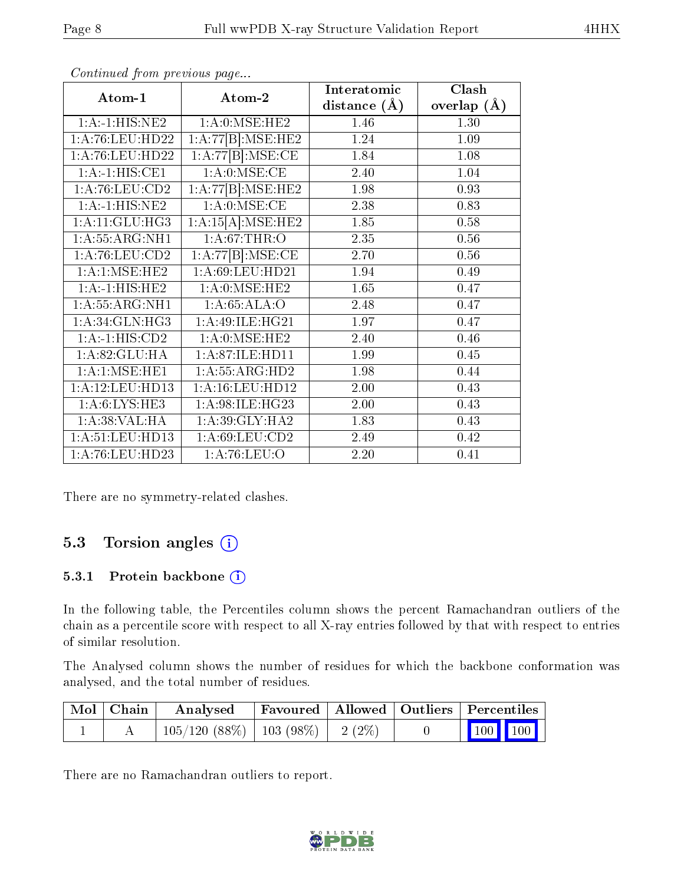*Continued from previous page...*

| Atom-1 | Atom-2 | Interatomic distance (Å) | Clash overlap (Å) |
|---|---|---|---|
| 1:A:-1:HIS:NE2 | 1:A:0:MSE:HE2 | 1.46 | 1.30 |
| 1:A:76:LEU:HD22 | 1:A:77[B]:MSE:HE2 | 1.24 | 1.09 |
| 1:A:76:LEU:HD22 | 1:A:77[B]:MSE:CE | 1.84 | 1.08 |
| 1:A:-1:HIS:CE1 | 1:A:0:MSE:CE | 2.40 | 1.04 |
| 1:A:76:LEU:CD2 | 1:A:77[B]:MSE:HE2 | 1.98 | 0.93 |
| 1:A:-1:HIS:NE2 | 1:A:0:MSE:CE | 2.38 | 0.83 |
| 1:A:11:GLU:HG3 | 1:A:15[A]:MSE:HE2 | 1.85 | 0.58 |
| 1:A:55:ARG:NH1 | 1:A:67:THR:O | 2.35 | 0.56 |
| 1:A:76:LEU:CD2 | 1:A:77[B]:MSE:CE | 2.70 | 0.56 |
| 1:A:1:MSE:HE2 | 1:A:69:LEU:HD21 | 1.94 | 0.49 |
| 1:A:-1:HIS:HE2 | 1:A:0:MSE:HE2 | 1.65 | 0.47 |
| 1:A:55:ARG:NH1 | 1:A:65:ALA:O | 2.48 | 0.47 |
| 1:A:34:GLN:HG3 | 1:A:49:ILE:HG21 | 1.97 | 0.47 |
| 1:A:-1:HIS:CD2 | 1:A:0:MSE:HE2 | 2.40 | 0.46 |
| 1:A:82:GLU:HA | 1:A:87:ILE:HD11 | 1.99 | 0.45 |
| 1:A:1:MSE:HE1 | 1:A:55:ARG:HD2 | 1.98 | 0.44 |
| 1:A:12:LEU:HD13 | 1:A:16:LEU:HD12 | 2.00 | 0.43 |
| 1:A:6:LYS:HE3 | 1:A:98:ILE:HG23 | 2.00 | 0.43 |
| 1:A:38:VAL:HA | 1:A:39:GLY:HA2 | 1.83 | 0.43 |
| 1:A:51:LEU:HD13 | 1:A:69:LEU:CD2 | 2.49 | 0.42 |
| 1:A:76:LEU:HD23 | 1:A:76:LEU:O | 2.20 | 0.41 |

There are no symmetry-related clashes.

## 5.3 Torsion angles (i)

### 5.3.1 Protein backbone (i)

In the following table, the Percentiles column shows the percent Ramachandran outliers of the chain as a percentile score with respect to all X-ray entries followed by that with respect to entries of similar resolution.

The Analysed column shows the number of residues for which the backbone conformation was analysed, and the total number of residues.

| Mol | Chain | Analysed | Favoured | Allowed | Outliers | Percentiles | |
|---|---|---|---|---|---|---|---|
| 1 | A | 105/120 (88%) | 103 (98%) | 2 (2%) | 0 | 100 | 100 |

There are no Ramachandran outliers to report.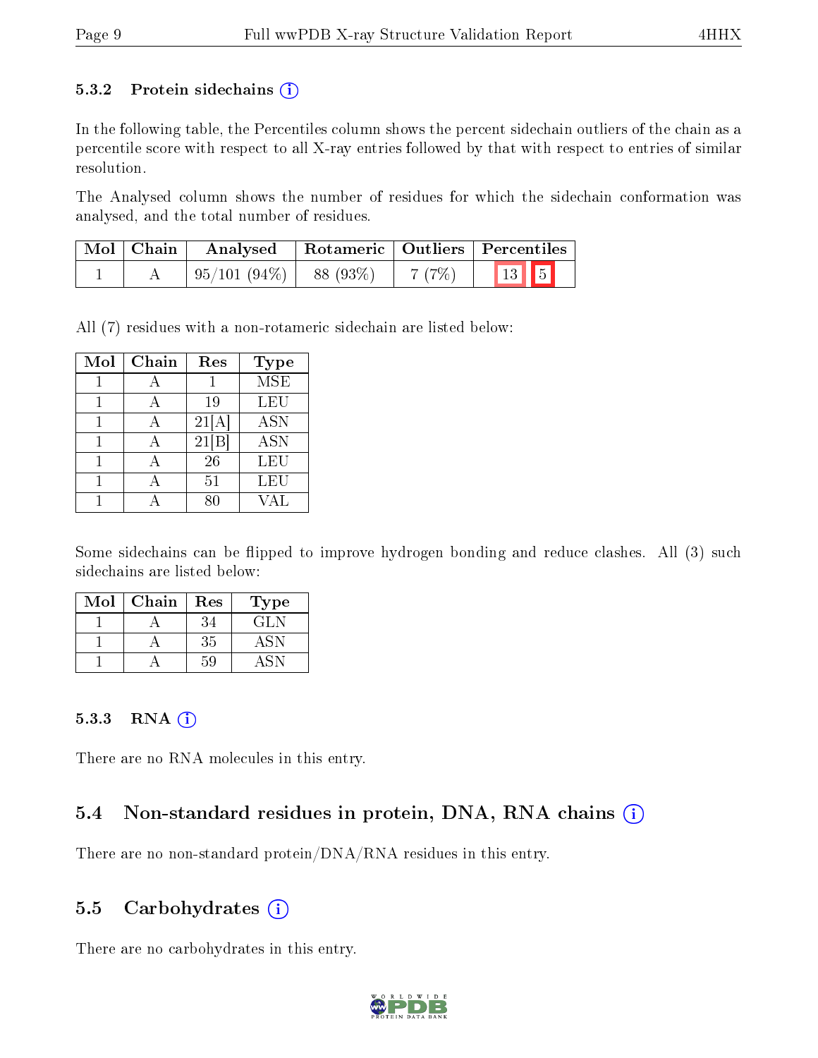### 5.3.2 Protein sidechains (i)

In the following table, the Percentiles column shows the percent sidechain outliers of the chain as a percentile score with respect to all X-ray entries followed by that with respect to entries of similar resolution.

The Analysed column shows the number of residues for which the sidechain conformation was analysed, and the total number of residues.

| Mol | Chain | Analysed | Rotameric | Outliers | Percentiles | |
|---|---|---|---|---|---|---|
| 1 | A | 95/101 (94%) | 88 (93%) | 7 (7%) | 13 | 5 |

All (7) residues with a non-rotameric sidechain are listed below:

| Mol | Chain | Res | Type |
|---|---|---|---|
| 1 | A | 1 | MSE |
| 1 | A | 19 | LEU |
| 1 | A | 21[A] | ASN |
| 1 | A | 21[B] | ASN |
| 1 | A | 26 | LEU |
| 1 | A | 51 | LEU |
| 1 | A | 80 | VAL |

Some sidechains can be flipped to improve hydrogen bonding and reduce clashes. All (3) such sidechains are listed below:

| Mol | Chain | Res | Type |
|---|---|---|---|
| 1 | A | 34 | GLN |
| 1 | A | 35 | ASN |
| 1 | A | 59 | ASN |

### 5.3.3 RNA (i)

There are no RNA molecules in this entry.

## 5.4 Non-standard residues in protein, DNA, RNA chains (i)

There are no non-standard protein/DNA/RNA residues in this entry.

## 5.5 Carbohydrates (i)

There are no carbohydrates in this entry.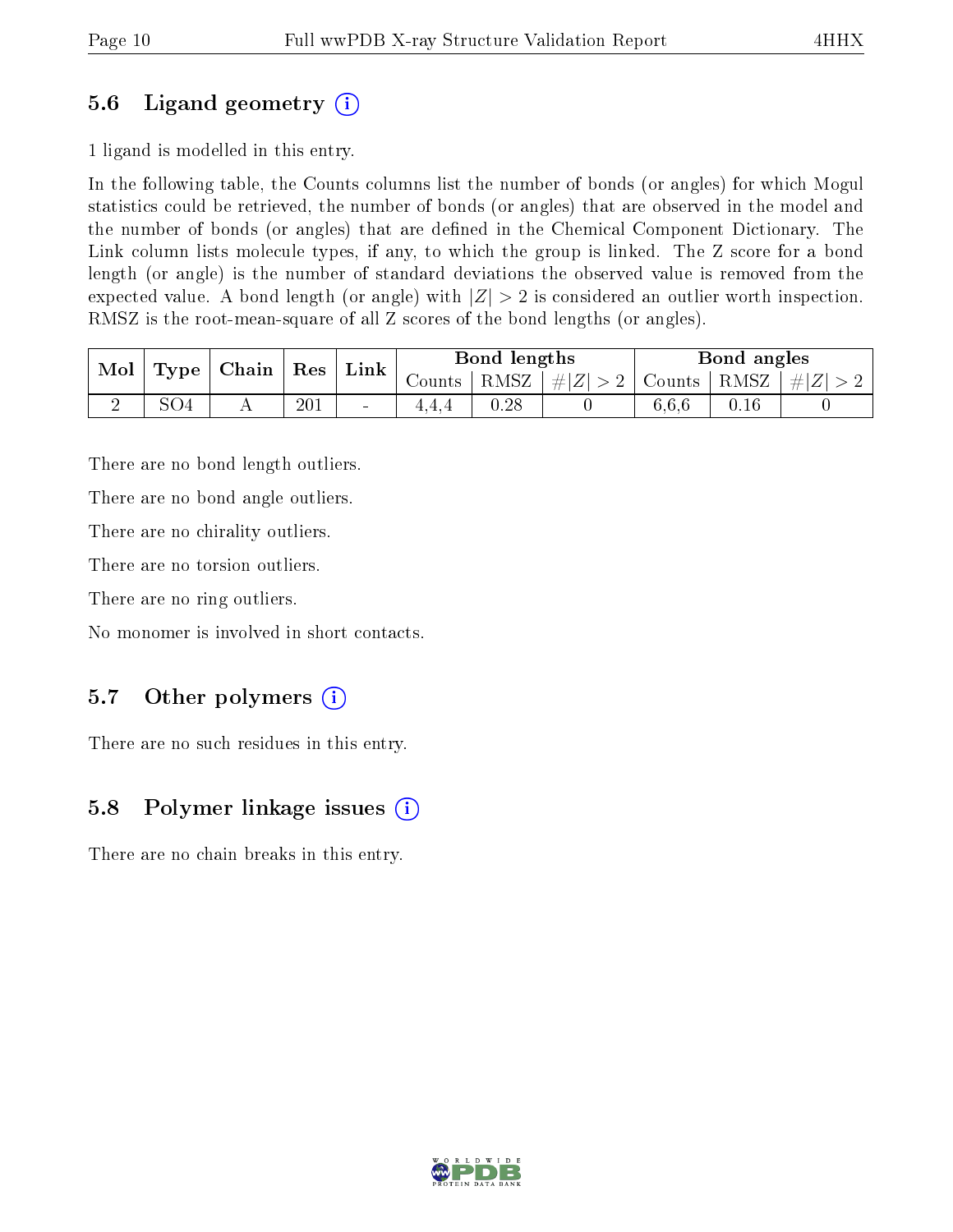### 5.6 Ligand geometry

1 ligand is modelled in this entry.

In the following table, the Counts columns list the number of bonds (or angles) for which Mogul statistics could be retrieved, the number of bonds (or angles) that are observed in the model and the number of bonds (or angles) that are defined in the Chemical Component Dictionary. The Link column lists molecule types, if any, to which the group is linked. The Z score for a bond length (or angle) is the number of standard deviations the observed value is removed from the expected value. A bond length (or angle) with $|Z| > 2$ is considered an outlier worth inspection. RMSZ is the root-mean-square of all Z scores of the bond lengths (or angles).

| Mol | Type | Chain | Res | Link | Bond lengths | | | Bond angles | | |
|---|---|---|---|---|---|---|---|---|---|---|
| | | | | | Counts | RMSZ | $\#\|Z\| > 2$ | Counts | RMSZ | $\#\|Z\| > 2$ |
| 2 | SO4 | A | 201 | - | 4,4,4 | 0.28 | 0 | 6,6,6 | 0.16 | 0 |

There are no bond length outliers.

There are no bond angle outliers.

There are no chirality outliers.

There are no torsion outliers.

There are no ring outliers.

No monomer is involved in short contacts.

### 5.7 Other polymers

There are no such residues in this entry.

### 5.8 Polymer linkage issues

There are no chain breaks in this entry.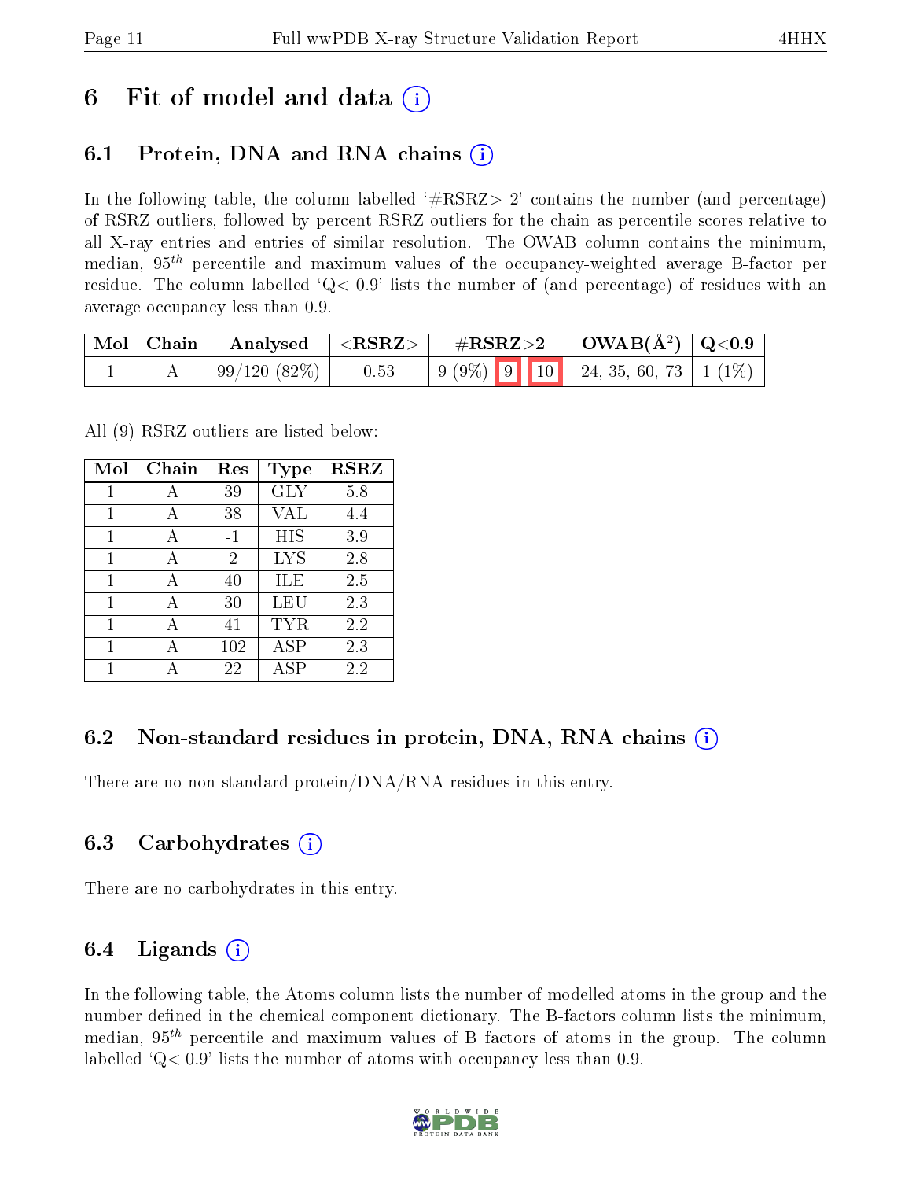# 6 Fit of model and data

## 6.1 Protein, DNA and RNA chains

In the following table, the column labelled '#RSRZ> 2' contains the number (and percentage) of RSRZ outliers, followed by percent RSRZ outliers for the chain as percentile scores relative to all X-ray entries and entries of similar resolution. The OWAB column contains the minimum, median, $95^{th}$ percentile and maximum values of the occupancy-weighted average B-factor per residue. The column labelled 'Q< 0.9' lists the number of (and percentage) of residues with an average occupancy less than 0.9.

| Mol | Chain | Analysed | <RSRZ> | #RSRZ>2 | | | OWAB(Å$^2$) | Q<0.9 |
|---|---|---|---|---|---|---|---|---|
| 1 | A | 99/120 (82%) | 0.53 | 9 (9%) | 9 | 10 | 24, 35, 60, 73 | 1 (1%) |

All (9) RSRZ outliers are listed below:

| Mol | Chain | Res | Type | RSRZ |
|---|---|---|---|---|
| 1 | A | 39 | GLY | 5.8 |
| 1 | A | 38 | VAL | 4.4 |
| 1 | A | -1 | HIS | 3.9 |
| 1 | A | 2 | LYS | 2.8 |
| 1 | A | 40 | ILE | 2.5 |
| 1 | A | 30 | LEU | 2.3 |
| 1 | A | 41 | TYR | 2.2 |
| 1 | A | 102 | ASP | 2.3 |
| 1 | A | 22 | ASP | 2.2 |

## 6.2 Non-standard residues in protein, DNA, RNA chains

There are no non-standard protein/DNA/RNA residues in this entry.

## 6.3 Carbohydrates

There are no carbohydrates in this entry.

## 6.4 Ligands

In the following table, the Atoms column lists the number of modelled atoms in the group and the number defined in the chemical component dictionary. The B-factors column lists the minimum, median, $95^{th}$ percentile and maximum values of B factors of atoms in the group. The column labelled 'Q< 0.9' lists the number of atoms with occupancy less than 0.9.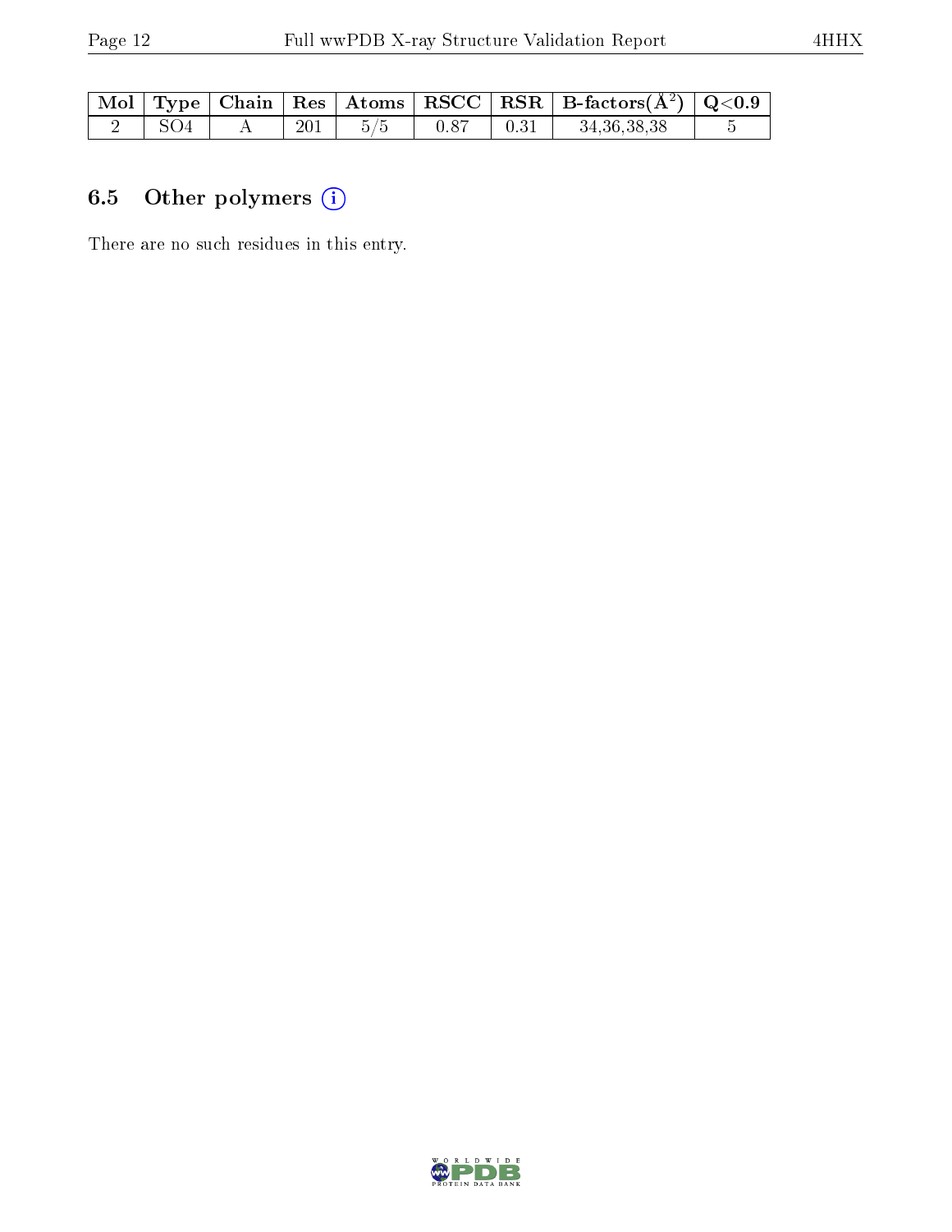| Mol | Type | Chain | Res | Atoms | RSCC | RSR | B-factors($Å^2$) | Q<0.9 |
|---|---|---|---|---|---|---|---|---|
| 2 | SO4 | A | 201 | 5/5 | 0.87 | 0.31 | 34,36,38,38 | 5 |

## 6.5 Other polymers

There are no such residues in this entry.